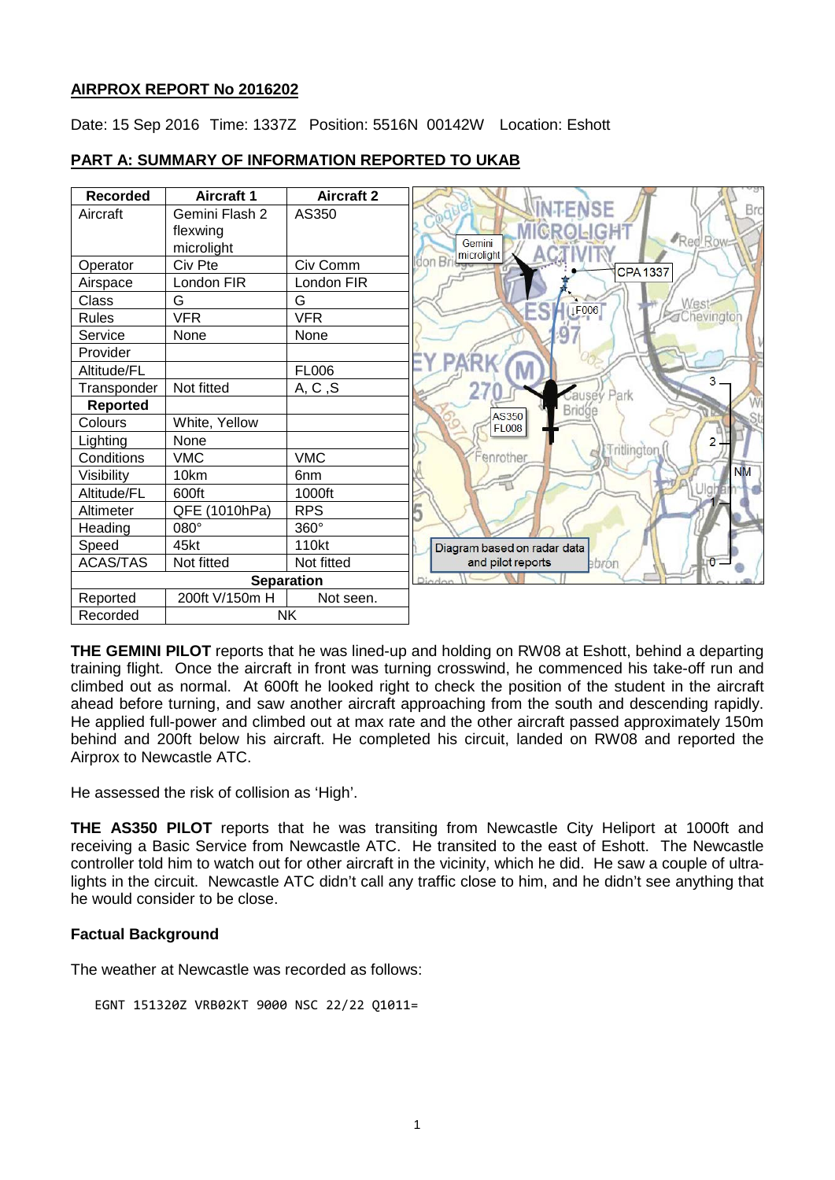**AIRPROX REPORT No 2016202**

Date: 15 Sep 2016 Time: 1337Z Position: 5516N 00142W Location: Eshott

**PART A: SUMMARY OF INFORMATION REPORTED TO UKAB**

| Recorded | Aircraft 1 | Aircraft 2 |
|---|---|---|
| Aircraft | Gemini Flash 2 flexwing microlight | AS350 |
| Operator | Civ Pte | Civ Comm |
| Airspace | London FIR | London FIR |
| Class | G | G |
| Rules | VFR | VFR |
| Service | None | None |
| Provider | | |
| Altitude/FL | | FL006 |
| Transponder | Not fitted | A, C ,S |
| **Reported** | | |
| Colours | White, Yellow | |
| Lighting | None | |
| Conditions | VMC | VMC |
| Visibility | 10km | 6nm |
| Altitude/FL | 600ft | 1000ft |
| Altimeter | QFE (1010hPa) | RPS |
| Heading | 080° | 360° |
| Speed | 45kt | 110kt |
| ACAS/TAS | Not fitted | Not fitted |
| **Separation** | | |
| Reported | 200ft V/150m H | Not seen. |
| Recorded | NK | |

Diagram based on radar data and pilot reports

**THE GEMINI PILOT** reports that he was lined-up and holding on RW08 at Eshott, behind a departing training flight. Once the aircraft in front was turning crosswind, he commenced his take-off run and climbed out as normal. At 600ft he looked right to check the position of the student in the aircraft ahead before turning, and saw another aircraft approaching from the south and descending rapidly. He applied full-power and climbed out at max rate and the other aircraft passed approximately 150m behind and 200ft below his aircraft. He completed his circuit, landed on RW08 and reported the Airprox to Newcastle ATC.

He assessed the risk of collision as 'High'.

**THE AS350 PILOT** reports that he was transiting from Newcastle City Heliport at 1000ft and receiving a Basic Service from Newcastle ATC. He transited to the east of Eshott. The Newcastle controller told him to watch out for other aircraft in the vicinity, which he did. He saw a couple of ultra-lights in the circuit. Newcastle ATC didn't call any traffic close to him, and he didn't see anything that he would consider to be close.

**Factual Background**

The weather at Newcastle was recorded as follows:

```
EGNT 151320Z VRB02KT 9000 NSC 22/22 Q1011=
```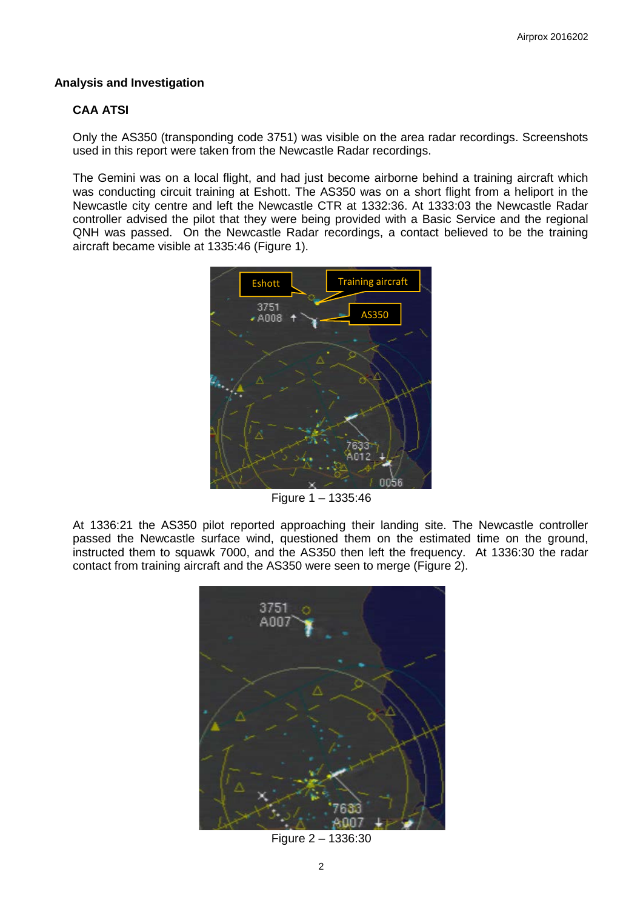## Analysis and Investigation

### CAA ATSI

Only the AS350 (transponding code 3751) was visible on the area radar recordings. Screenshots used in this report were taken from the Newcastle Radar recordings.

The Gemini was on a local flight, and had just become airborne behind a training aircraft which was conducting circuit training at Eshott. The AS350 was on a short flight from a heliport in the Newcastle city centre and left the Newcastle CTR at 1332:36. At 1333:03 the Newcastle Radar controller advised the pilot that they were being provided with a Basic Service and the regional QNH was passed. On the Newcastle Radar recordings, a contact believed to be the training aircraft became visible at 1335:46 (Figure 1).

Figure 1 – 1335:46

At 1336:21 the AS350 pilot reported approaching their landing site. The Newcastle controller passed the Newcastle surface wind, questioned them on the estimated time on the ground, instructed them to squawk 7000, and the AS350 then left the frequency. At 1336:30 the radar contact from training aircraft and the AS350 were seen to merge (Figure 2).

Figure 2 – 1336:30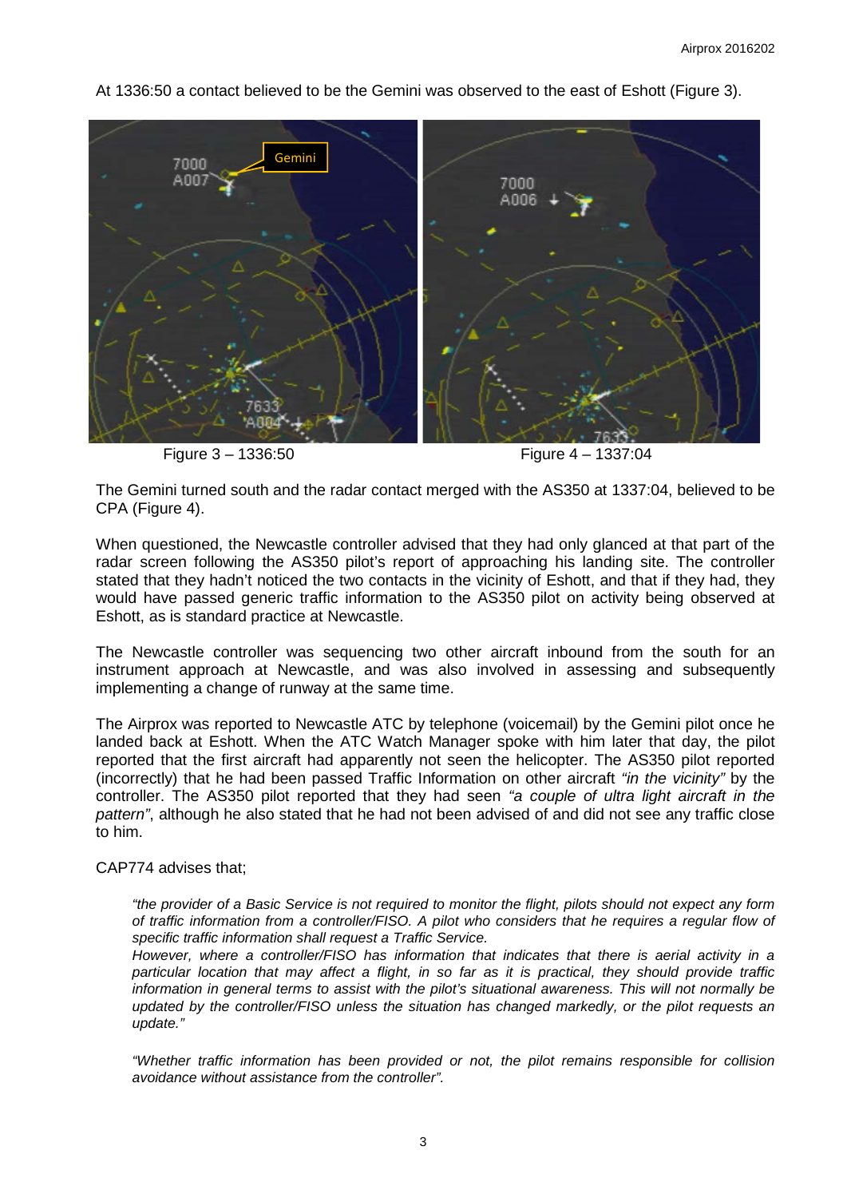At 1336:50 a contact believed to be the Gemini was observed to the east of Eshott (Figure 3).

Figure 3 – 1336:50

Figure 4 – 1337:04

The Gemini turned south and the radar contact merged with the AS350 at 1337:04, believed to be CPA (Figure 4).

When questioned, the Newcastle controller advised that they had only glanced at that part of the radar screen following the AS350 pilot's report of approaching his landing site. The controller stated that they hadn't noticed the two contacts in the vicinity of Eshott, and that if they had, they would have passed generic traffic information to the AS350 pilot on activity being observed at Eshott, as is standard practice at Newcastle.

The Newcastle controller was sequencing two other aircraft inbound from the south for an instrument approach at Newcastle, and was also involved in assessing and subsequently implementing a change of runway at the same time.

The Airprox was reported to Newcastle ATC by telephone (voicemail) by the Gemini pilot once he landed back at Eshott. When the ATC Watch Manager spoke with him later that day, the pilot reported that the first aircraft had apparently not seen the helicopter. The AS350 pilot reported (incorrectly) that he had been passed Traffic Information on other aircraft *"in the vicinity"* by the controller. The AS350 pilot reported that they had seen *"a couple of ultra light aircraft in the pattern"*, although he also stated that he had not been advised of and did not see any traffic close to him.

CAP774 advises that;

> *"the provider of a Basic Service is not required to monitor the flight, pilots should not expect any form of traffic information from a controller/FISO. A pilot who considers that he requires a regular flow of specific traffic information shall request a Traffic Service.*
> *However, where a controller/FISO has information that indicates that there is aerial activity in a particular location that may affect a flight, in so far as it is practical, they should provide traffic information in general terms to assist with the pilot's situational awareness. This will not normally be updated by the controller/FISO unless the situation has changed markedly, or the pilot requests an update."*
>
> *"Whether traffic information has been provided or not, the pilot remains responsible for collision avoidance without assistance from the controller".*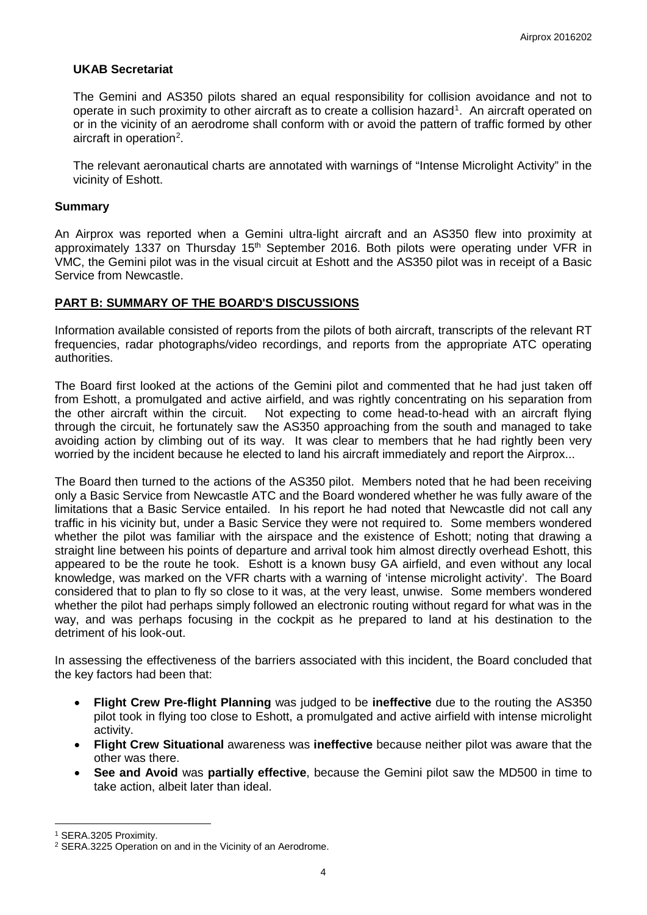**UKAB Secretariat**

The Gemini and AS350 pilots shared an equal responsibility for collision avoidance and not to operate in such proximity to other aircraft as to create a collision hazard[1]. An aircraft operated on or in the vicinity of an aerodrome shall conform with or avoid the pattern of traffic formed by other aircraft in operation[2].

The relevant aeronautical charts are annotated with warnings of "Intense Microlight Activity" in the vicinity of Eshott.

## Summary

An Airprox was reported when a Gemini ultra-light aircraft and an AS350 flew into proximity at approximately 1337 on Thursday 15th September 2016. Both pilots were operating under VFR in VMC, the Gemini pilot was in the visual circuit at Eshott and the AS350 pilot was in receipt of a Basic Service from Newcastle.

## PART B: SUMMARY OF THE BOARD'S DISCUSSIONS

Information available consisted of reports from the pilots of both aircraft, transcripts of the relevant RT frequencies, radar photographs/video recordings, and reports from the appropriate ATC operating authorities.

The Board first looked at the actions of the Gemini pilot and commented that he had just taken off from Eshott, a promulgated and active airfield, and was rightly concentrating on his separation from the other aircraft within the circuit. Not expecting to come head-to-head with an aircraft flying through the circuit, he fortunately saw the AS350 approaching from the south and managed to take avoiding action by climbing out of its way. It was clear to members that he had rightly been very worried by the incident because he elected to land his aircraft immediately and report the Airprox...

The Board then turned to the actions of the AS350 pilot. Members noted that he had been receiving only a Basic Service from Newcastle ATC and the Board wondered whether he was fully aware of the limitations that a Basic Service entailed. In his report he had noted that Newcastle did not call any traffic in his vicinity but, under a Basic Service they were not required to. Some members wondered whether the pilot was familiar with the airspace and the existence of Eshott; noting that drawing a straight line between his points of departure and arrival took him almost directly overhead Eshott, this appeared to be the route he took. Eshott is a known busy GA airfield, and even without any local knowledge, was marked on the VFR charts with a warning of 'intense microlight activity'. The Board considered that to plan to fly so close to it was, at the very least, unwise. Some members wondered whether the pilot had perhaps simply followed an electronic routing without regard for what was in the way, and was perhaps focusing in the cockpit as he prepared to land at his destination to the detriment of his look-out.

In assessing the effectiveness of the barriers associated with this incident, the Board concluded that the key factors had been that:

- **Flight Crew Pre-flight Planning** was judged to be **ineffective** due to the routing the AS350 pilot took in flying too close to Eshott, a promulgated and active airfield with intense microlight activity.
- **Flight Crew Situational** awareness was **ineffective** because neither pilot was aware that the other was there.
- **See and Avoid** was **partially effective**, because the Gemini pilot saw the MD500 in time to take action, albeit later than ideal.

[1] SERA.3205 Proximity.

[2] SERA.3225 Operation on and in the Vicinity of an Aerodrome.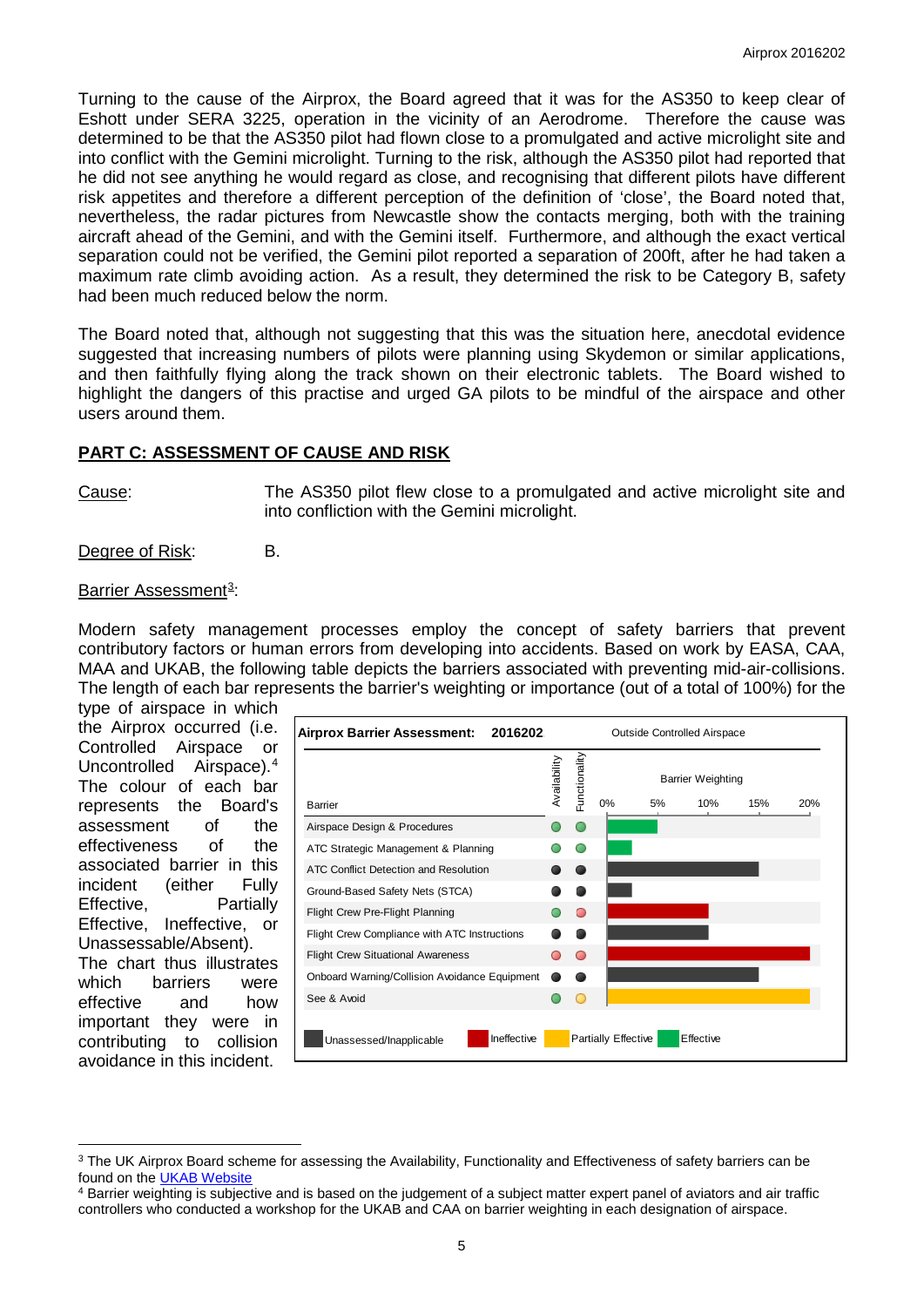Turning to the cause of the Airprox, the Board agreed that it was for the AS350 to keep clear of Eshott under SERA 3225, operation in the vicinity of an Aerodrome. Therefore the cause was determined to be that the AS350 pilot had flown close to a promulgated and active microlight site and into conflict with the Gemini microlight. Turning to the risk, although the AS350 pilot had reported that he did not see anything he would regard as close, and recognising that different pilots have different risk appetites and therefore a different perception of the definition of 'close', the Board noted that, nevertheless, the radar pictures from Newcastle show the contacts merging, both with the training aircraft ahead of the Gemini, and with the Gemini itself. Furthermore, and although the exact vertical separation could not be verified, the Gemini pilot reported a separation of 200ft, after he had taken a maximum rate climb avoiding action. As a result, they determined the risk to be Category B, safety had been much reduced below the norm.

The Board noted that, although not suggesting that this was the situation here, anecdotal evidence suggested that increasing numbers of pilots were planning using Skydemon or similar applications, and then faithfully flying along the track shown on their electronic tablets. The Board wished to highlight the dangers of this practise and urged GA pilots to be mindful of the airspace and other users around them.

## PART C: ASSESSMENT OF CAUSE AND RISK

Cause: The AS350 pilot flew close to a promulgated and active microlight site and into confliction with the Gemini microlight.

Degree of Risk: B.

Barrier Assessment[3]:

Modern safety management processes employ the concept of safety barriers that prevent contributory factors or human errors from developing into accidents. Based on work by EASA, CAA, MAA and UKAB, the following table depicts the barriers associated with preventing mid-air-collisions. The length of each bar represents the barrier's weighting or importance (out of a total of 100%) for the type of airspace in which the Airprox occurred (i.e. Controlled Airspace or Uncontrolled Airspace).[4] The colour of each bar represents the Board's assessment of the effectiveness of the associated barrier in this incident (either Fully Effective, Partially Effective, Ineffective, or Unassessable/Absent). The chart thus illustrates which barriers were effective and how important they were in contributing to collision avoidance in this incident.

Airprox Barrier Assessment: 2016202

Outside Controlled Airspace

Barrier

Availability

Functionality

Barrier Weighting

0% 5% 10% 15% 20%

Airspace Design & Procedures

ATC Strategic Management & Planning

ATC Conflict Detection and Resolution

Ground-Based Safety Nets (STCA)

Flight Crew Pre-Flight Planning

Flight Crew Compliance with ATC Instructions

Flight Crew Situational Awareness

Onboard Warning/Collision Avoidance Equipment

See & Avoid

Unassessed/Inapplicable

Ineffective

Partially Effective

Effective

[3] The UK Airprox Board scheme for assessing the Availability, Functionality and Effectiveness of safety barriers can be found on the [UKAB Website](#)

[4] Barrier weighting is subjective and is based on the judgement of a subject matter expert panel of aviators and air traffic controllers who conducted a workshop for the UKAB and CAA on barrier weighting in each designation of airspace.